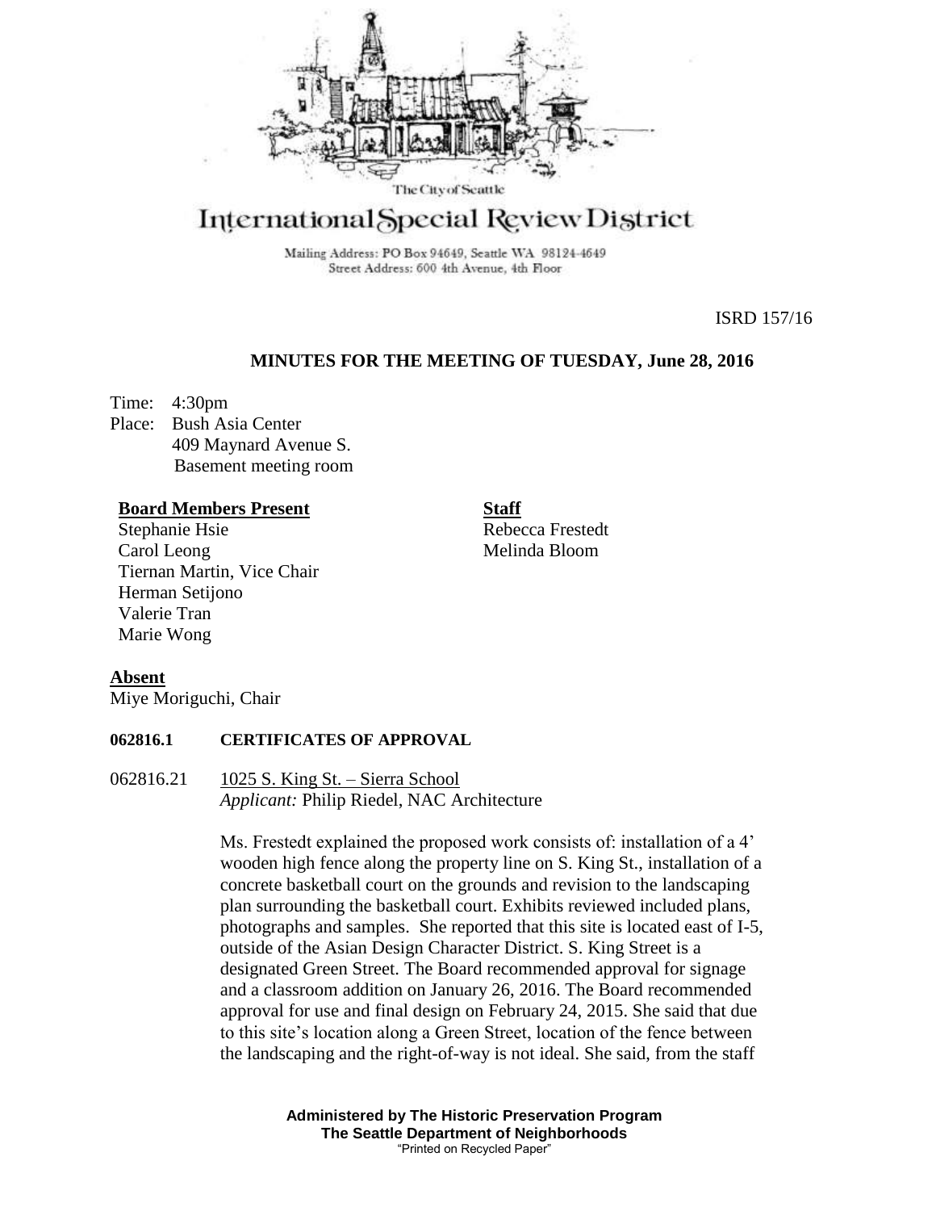The City of Seattle

# International Special Review District

Mailing Address: PO Box 94649, Seattle WA 98124-4649
Street Address: 600 4th Avenue, 4th Floor

ISRD 157/16

## MINUTES FOR THE MEETING OF TUESDAY, June 28, 2016

Time: 4:30pm
Place: Bush Asia Center
409 Maynard Avenue S.
Basement meeting room

**Board Members Present**
Stephanie Hsie
Carol Leong
Tiernan Martin, Vice Chair
Herman Setijono
Valerie Tran
Marie Wong

**Staff**
Rebecca Frestedt
Melinda Bloom

**Absent**
Miye Moriguchi, Chair

**062816.1 CERTIFICATES OF APPROVAL**

062816.21 1025 S. King St. – Sierra School
*Applicant:* Philip Riedel, NAC Architecture

Ms. Frestedt explained the proposed work consists of: installation of a 4' wooden high fence along the property line on S. King St., installation of a concrete basketball court on the grounds and revision to the landscaping plan surrounding the basketball court. Exhibits reviewed included plans, photographs and samples. She reported that this site is located east of I-5, outside of the Asian Design Character District. S. King Street is a designated Green Street. The Board recommended approval for signage and a classroom addition on January 26, 2016. The Board recommended approval for use and final design on February 24, 2015. She said that due to this site's location along a Green Street, location of the fence between the landscaping and the right-of-way is not ideal. She said, from the staff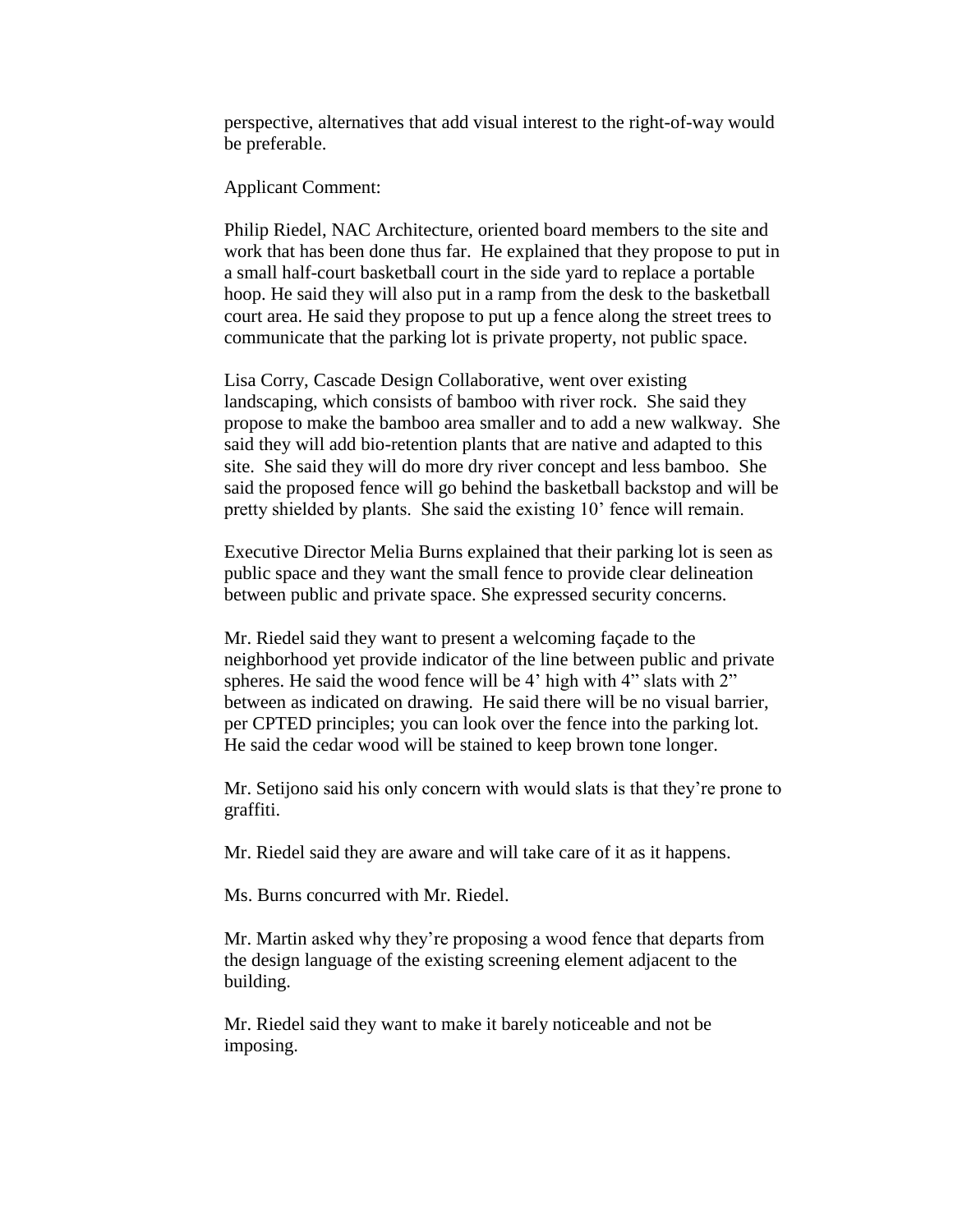perspective, alternatives that add visual interest to the right-of-way would be preferable.

Applicant Comment:

Philip Riedel, NAC Architecture, oriented board members to the site and work that has been done thus far. He explained that they propose to put in a small half-court basketball court in the side yard to replace a portable hoop. He said they will also put in a ramp from the desk to the basketball court area. He said they propose to put up a fence along the street trees to communicate that the parking lot is private property, not public space.

Lisa Corry, Cascade Design Collaborative, went over existing landscaping, which consists of bamboo with river rock. She said they propose to make the bamboo area smaller and to add a new walkway. She said they will add bio-retention plants that are native and adapted to this site. She said they will do more dry river concept and less bamboo. She said the proposed fence will go behind the basketball backstop and will be pretty shielded by plants. She said the existing 10' fence will remain.

Executive Director Melia Burns explained that their parking lot is seen as public space and they want the small fence to provide clear delineation between public and private space. She expressed security concerns.

Mr. Riedel said they want to present a welcoming façade to the neighborhood yet provide indicator of the line between public and private spheres. He said the wood fence will be 4' high with 4" slats with 2" between as indicated on drawing. He said there will be no visual barrier, per CPTED principles; you can look over the fence into the parking lot. He said the cedar wood will be stained to keep brown tone longer.

Mr. Setijono said his only concern with would slats is that they're prone to graffiti.

Mr. Riedel said they are aware and will take care of it as it happens.

Ms. Burns concurred with Mr. Riedel.

Mr. Martin asked why they're proposing a wood fence that departs from the design language of the existing screening element adjacent to the building.

Mr. Riedel said they want to make it barely noticeable and not be imposing.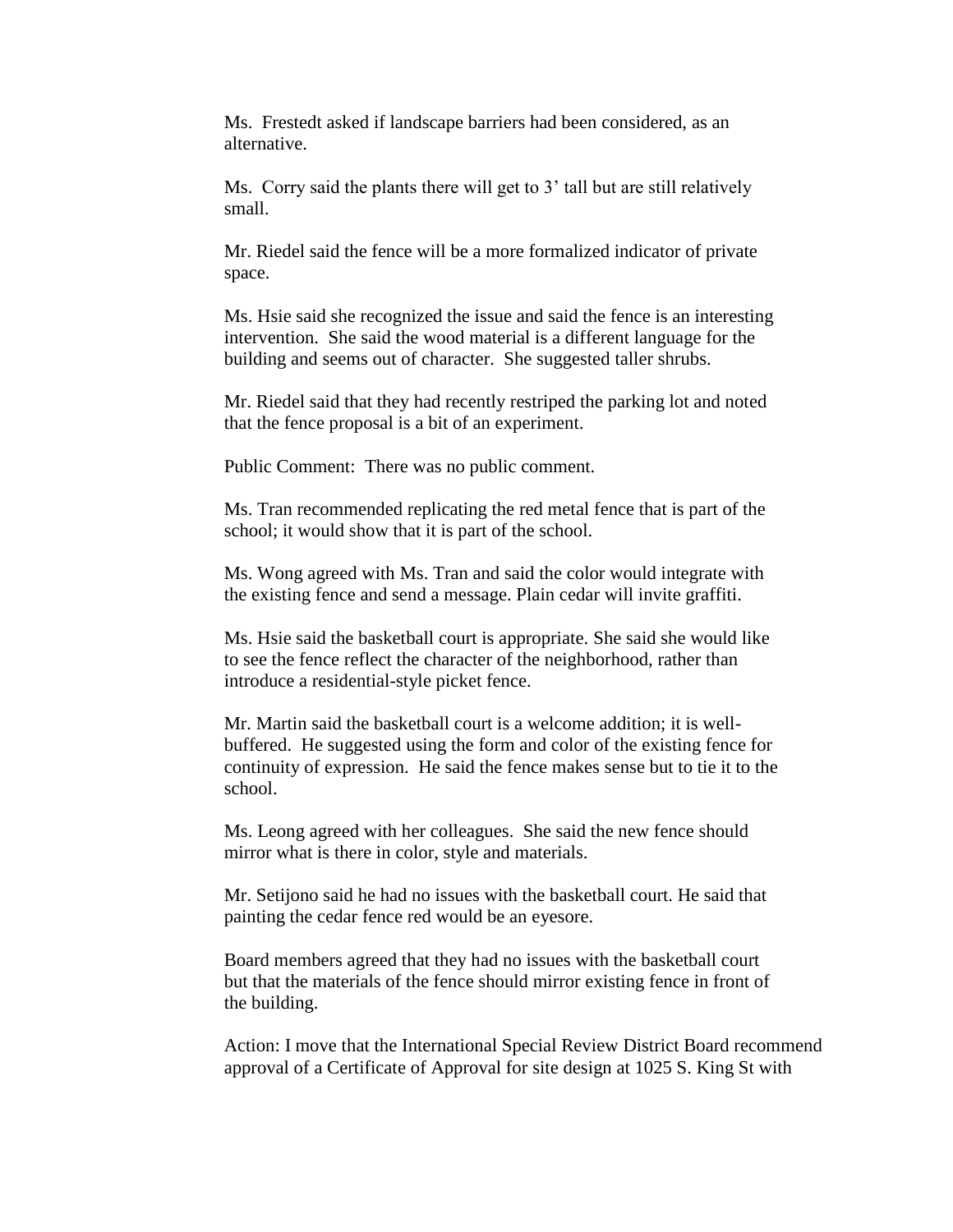Ms. Frestedt asked if landscape barriers had been considered, as an alternative.

Ms. Corry said the plants there will get to 3' tall but are still relatively small.

Mr. Riedel said the fence will be a more formalized indicator of private space.

Ms. Hsie said she recognized the issue and said the fence is an interesting intervention. She said the wood material is a different language for the building and seems out of character. She suggested taller shrubs.

Mr. Riedel said that they had recently restriped the parking lot and noted that the fence proposal is a bit of an experiment.

Public Comment: There was no public comment.

Ms. Tran recommended replicating the red metal fence that is part of the school; it would show that it is part of the school.

Ms. Wong agreed with Ms. Tran and said the color would integrate with the existing fence and send a message. Plain cedar will invite graffiti.

Ms. Hsie said the basketball court is appropriate. She said she would like to see the fence reflect the character of the neighborhood, rather than introduce a residential-style picket fence.

Mr. Martin said the basketball court is a welcome addition; it is well-buffered. He suggested using the form and color of the existing fence for continuity of expression. He said the fence makes sense but to tie it to the school.

Ms. Leong agreed with her colleagues. She said the new fence should mirror what is there in color, style and materials.

Mr. Setijono said he had no issues with the basketball court. He said that painting the cedar fence red would be an eyesore.

Board members agreed that they had no issues with the basketball court but that the materials of the fence should mirror existing fence in front of the building.

Action: I move that the International Special Review District Board recommend approval of a Certificate of Approval for site design at 1025 S. King St with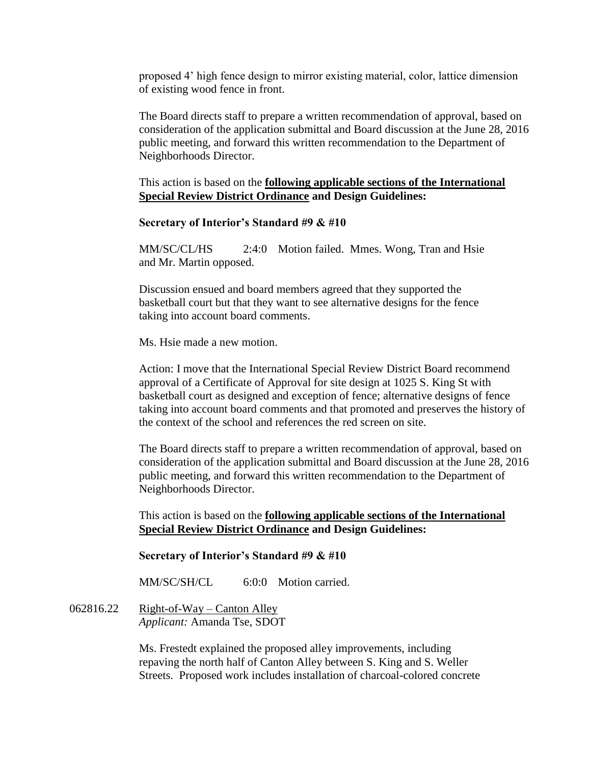proposed 4' high fence design to mirror existing material, color, lattice dimension of existing wood fence in front.

The Board directs staff to prepare a written recommendation of approval, based on consideration of the application submittal and Board discussion at the June 28, 2016 public meeting, and forward this written recommendation to the Department of Neighborhoods Director.

This action is based on the **<u>following applicable sections of the International Special Review District Ordinance</u> and Design Guidelines:**

**Secretary of Interior's Standard #9 & #10**

MM/SC/CL/HS 2:4:0 Motion failed. Mmes. Wong, Tran and Hsie and Mr. Martin opposed.

Discussion ensued and board members agreed that they supported the basketball court but that they want to see alternative designs for the fence taking into account board comments.

Ms. Hsie made a new motion.

Action: I move that the International Special Review District Board recommend approval of a Certificate of Approval for site design at 1025 S. King St with basketball court as designed and exception of fence; alternative designs of fence taking into account board comments and that promoted and preserves the history of the context of the school and references the red screen on site.

The Board directs staff to prepare a written recommendation of approval, based on consideration of the application submittal and Board discussion at the June 28, 2016 public meeting, and forward this written recommendation to the Department of Neighborhoods Director.

This action is based on the **<u>following applicable sections of the International Special Review District Ordinance</u> and Design Guidelines:**

**Secretary of Interior's Standard #9 & #10**

MM/SC/SH/CL 6:0:0 Motion carried.

062816.22 <u>Right-of-Way – Canton Alley</u>
*Applicant:* Amanda Tse, SDOT

Ms. Frestedt explained the proposed alley improvements, including repaving the north half of Canton Alley between S. King and S. Weller Streets. Proposed work includes installation of charcoal-colored concrete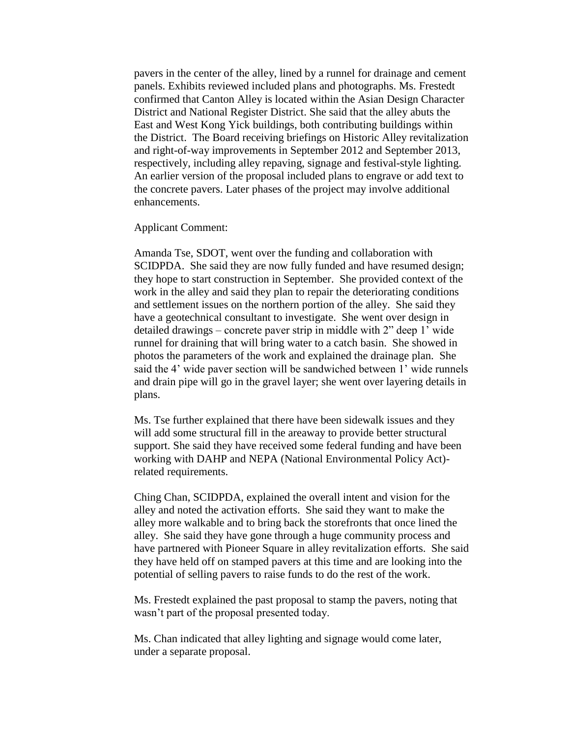pavers in the center of the alley, lined by a runnel for drainage and cement panels. Exhibits reviewed included plans and photographs. Ms. Frestedt confirmed that Canton Alley is located within the Asian Design Character District and National Register District. She said that the alley abuts the East and West Kong Yick buildings, both contributing buildings within the District. The Board receiving briefings on Historic Alley revitalization and right-of-way improvements in September 2012 and September 2013, respectively, including alley repaving, signage and festival-style lighting. An earlier version of the proposal included plans to engrave or add text to the concrete pavers. Later phases of the project may involve additional enhancements.

Applicant Comment:

Amanda Tse, SDOT, went over the funding and collaboration with SCIDPDA. She said they are now fully funded and have resumed design; they hope to start construction in September. She provided context of the work in the alley and said they plan to repair the deteriorating conditions and settlement issues on the northern portion of the alley. She said they have a geotechnical consultant to investigate. She went over design in detailed drawings – concrete paver strip in middle with 2" deep 1' wide runnel for draining that will bring water to a catch basin. She showed in photos the parameters of the work and explained the drainage plan. She said the 4' wide paver section will be sandwiched between 1' wide runnels and drain pipe will go in the gravel layer; she went over layering details in plans.

Ms. Tse further explained that there have been sidewalk issues and they will add some structural fill in the areaway to provide better structural support. She said they have received some federal funding and have been working with DAHP and NEPA (National Environmental Policy Act)-related requirements.

Ching Chan, SCIDPDA, explained the overall intent and vision for the alley and noted the activation efforts. She said they want to make the alley more walkable and to bring back the storefronts that once lined the alley. She said they have gone through a huge community process and have partnered with Pioneer Square in alley revitalization efforts. She said they have held off on stamped pavers at this time and are looking into the potential of selling pavers to raise funds to do the rest of the work.

Ms. Frestedt explained the past proposal to stamp the pavers, noting that wasn't part of the proposal presented today.

Ms. Chan indicated that alley lighting and signage would come later, under a separate proposal.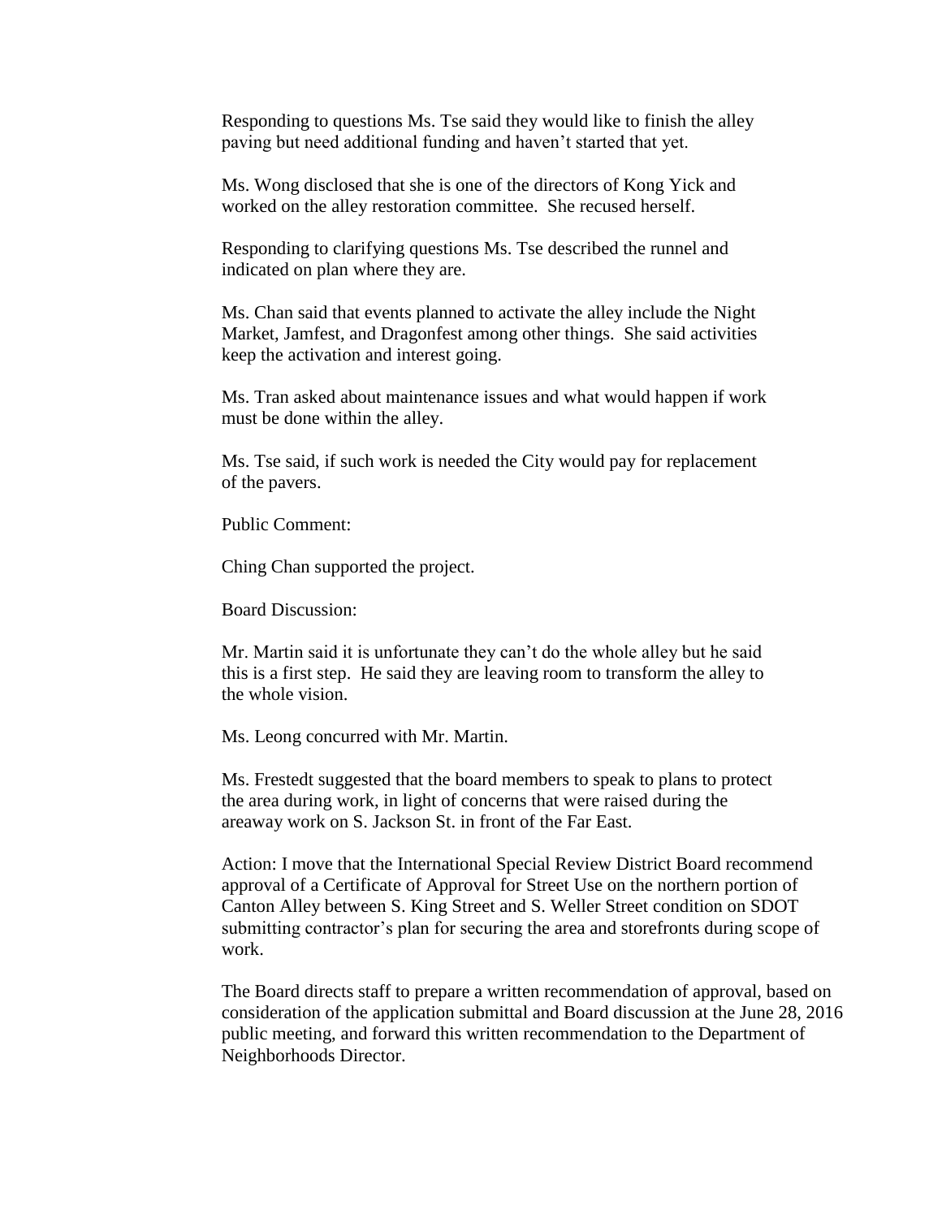Responding to questions Ms. Tse said they would like to finish the alley paving but need additional funding and haven't started that yet.

Ms. Wong disclosed that she is one of the directors of Kong Yick and worked on the alley restoration committee. She recused herself.

Responding to clarifying questions Ms. Tse described the runnel and indicated on plan where they are.

Ms. Chan said that events planned to activate the alley include the Night Market, Jamfest, and Dragonfest among other things. She said activities keep the activation and interest going.

Ms. Tran asked about maintenance issues and what would happen if work must be done within the alley.

Ms. Tse said, if such work is needed the City would pay for replacement of the pavers.

Public Comment:

Ching Chan supported the project.

Board Discussion:

Mr. Martin said it is unfortunate they can't do the whole alley but he said this is a first step. He said they are leaving room to transform the alley to the whole vision.

Ms. Leong concurred with Mr. Martin.

Ms. Frestedt suggested that the board members to speak to plans to protect the area during work, in light of concerns that were raised during the areaway work on S. Jackson St. in front of the Far East.

Action: I move that the International Special Review District Board recommend approval of a Certificate of Approval for Street Use on the northern portion of Canton Alley between S. King Street and S. Weller Street condition on SDOT submitting contractor's plan for securing the area and storefronts during scope of work.

The Board directs staff to prepare a written recommendation of approval, based on consideration of the application submittal and Board discussion at the June 28, 2016 public meeting, and forward this written recommendation to the Department of Neighborhoods Director.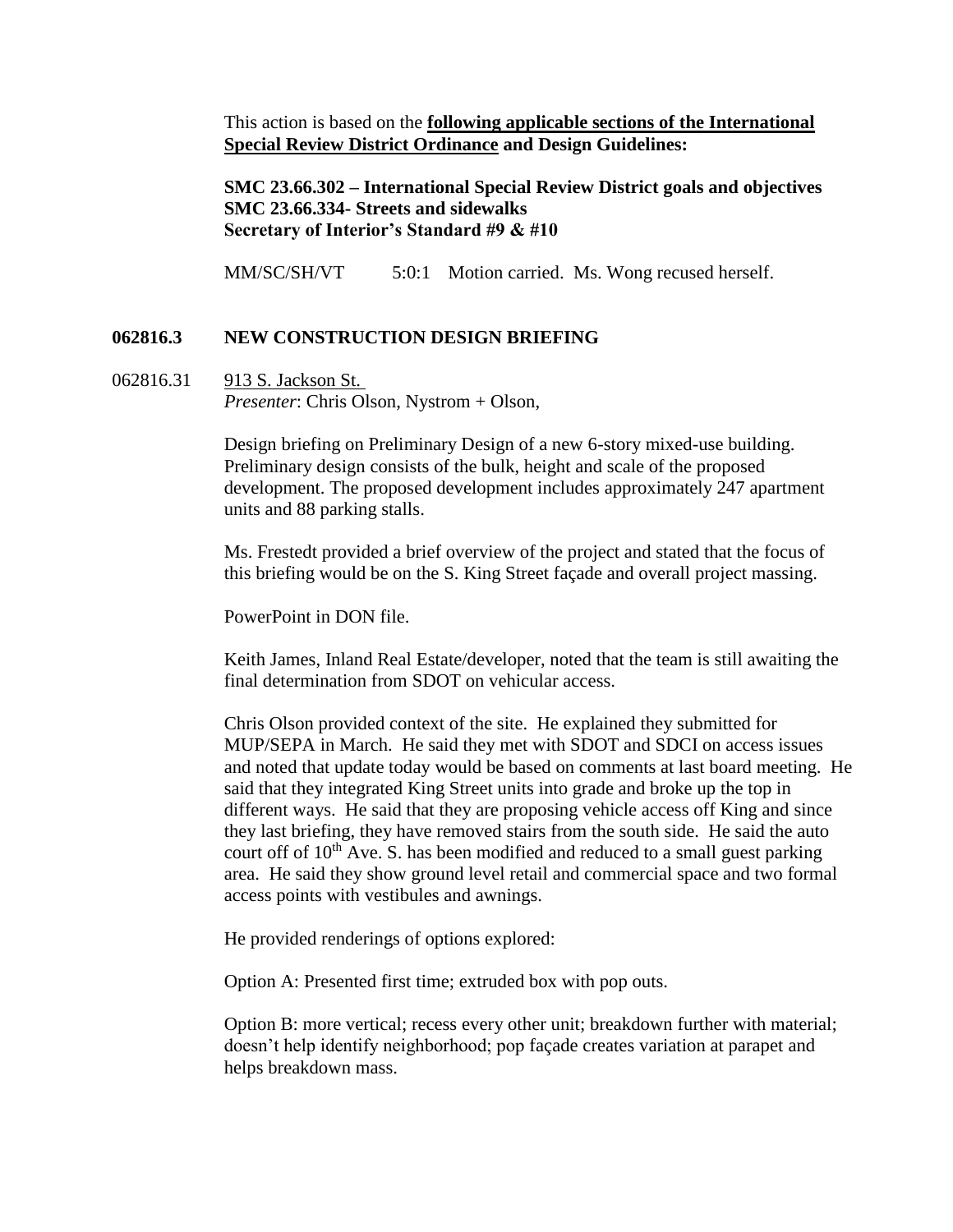This action is based on the **following applicable sections of the International Special Review District Ordinance and Design Guidelines:**

**SMC 23.66.302 – International Special Review District goals and objectives**
**SMC 23.66.334- Streets and sidewalks**
**Secretary of Interior's Standard #9 & #10**

MM/SC/SH/VT 5:0:1 Motion carried. Ms. Wong recused herself.

### 062816.3 NEW CONSTRUCTION DESIGN BRIEFING

062816.31 913 S. Jackson St.
*Presenter*: Chris Olson, Nystrom + Olson,

Design briefing on Preliminary Design of a new 6-story mixed-use building. Preliminary design consists of the bulk, height and scale of the proposed development. The proposed development includes approximately 247 apartment units and 88 parking stalls.

Ms. Frestedt provided a brief overview of the project and stated that the focus of this briefing would be on the S. King Street façade and overall project massing.

PowerPoint in DON file.

Keith James, Inland Real Estate/developer, noted that the team is still awaiting the final determination from SDOT on vehicular access.

Chris Olson provided context of the site. He explained they submitted for MUP/SEPA in March. He said they met with SDOT and SDCI on access issues and noted that update today would be based on comments at last board meeting. He said that they integrated King Street units into grade and broke up the top in different ways. He said that they are proposing vehicle access off King and since they last briefing, they have removed stairs from the south side. He said the auto court off of 10th Ave. S. has been modified and reduced to a small guest parking area. He said they show ground level retail and commercial space and two formal access points with vestibules and awnings.

He provided renderings of options explored:

Option A: Presented first time; extruded box with pop outs.

Option B: more vertical; recess every other unit; breakdown further with material; doesn't help identify neighborhood; pop façade creates variation at parapet and helps breakdown mass.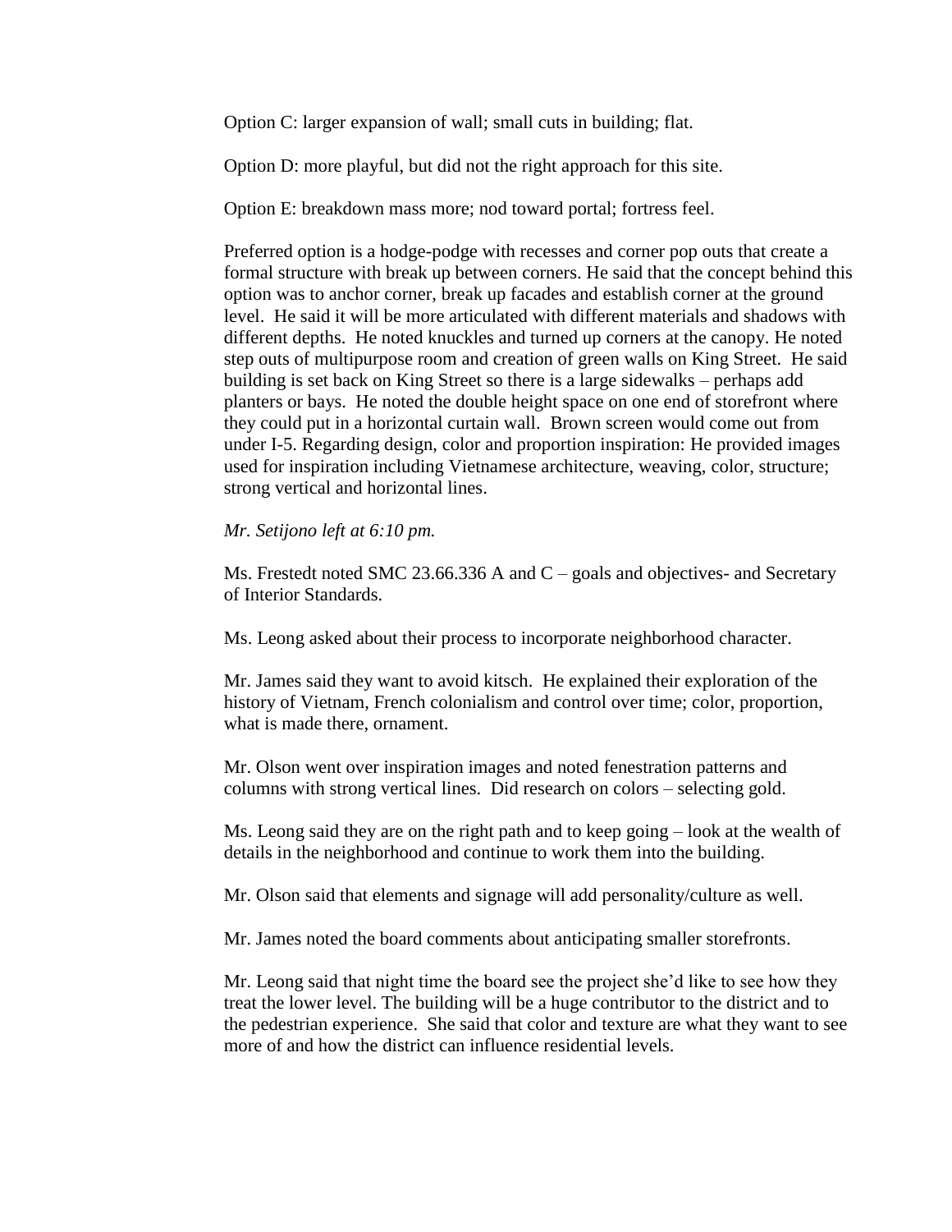Option C: larger expansion of wall; small cuts in building; flat.

Option D: more playful, but did not the right approach for this site.

Option E: breakdown mass more; nod toward portal; fortress feel.

Preferred option is a hodge-podge with recesses and corner pop outs that create a formal structure with break up between corners. He said that the concept behind this option was to anchor corner, break up facades and establish corner at the ground level. He said it will be more articulated with different materials and shadows with different depths. He noted knuckles and turned up corners at the canopy. He noted step outs of multipurpose room and creation of green walls on King Street. He said building is set back on King Street so there is a large sidewalks – perhaps add planters or bays. He noted the double height space on one end of storefront where they could put in a horizontal curtain wall. Brown screen would come out from under I-5. Regarding design, color and proportion inspiration: He provided images used for inspiration including Vietnamese architecture, weaving, color, structure; strong vertical and horizontal lines.

*Mr. Setijono left at 6:10 pm.*

Ms. Frestedt noted SMC 23.66.336 A and C – goals and objectives- and Secretary of Interior Standards.

Ms. Leong asked about their process to incorporate neighborhood character.

Mr. James said they want to avoid kitsch. He explained their exploration of the history of Vietnam, French colonialism and control over time; color, proportion, what is made there, ornament.

Mr. Olson went over inspiration images and noted fenestration patterns and columns with strong vertical lines. Did research on colors – selecting gold.

Ms. Leong said they are on the right path and to keep going – look at the wealth of details in the neighborhood and continue to work them into the building.

Mr. Olson said that elements and signage will add personality/culture as well.

Mr. James noted the board comments about anticipating smaller storefronts.

Mr. Leong said that night time the board see the project she'd like to see how they treat the lower level. The building will be a huge contributor to the district and to the pedestrian experience. She said that color and texture are what they want to see more of and how the district can influence residential levels.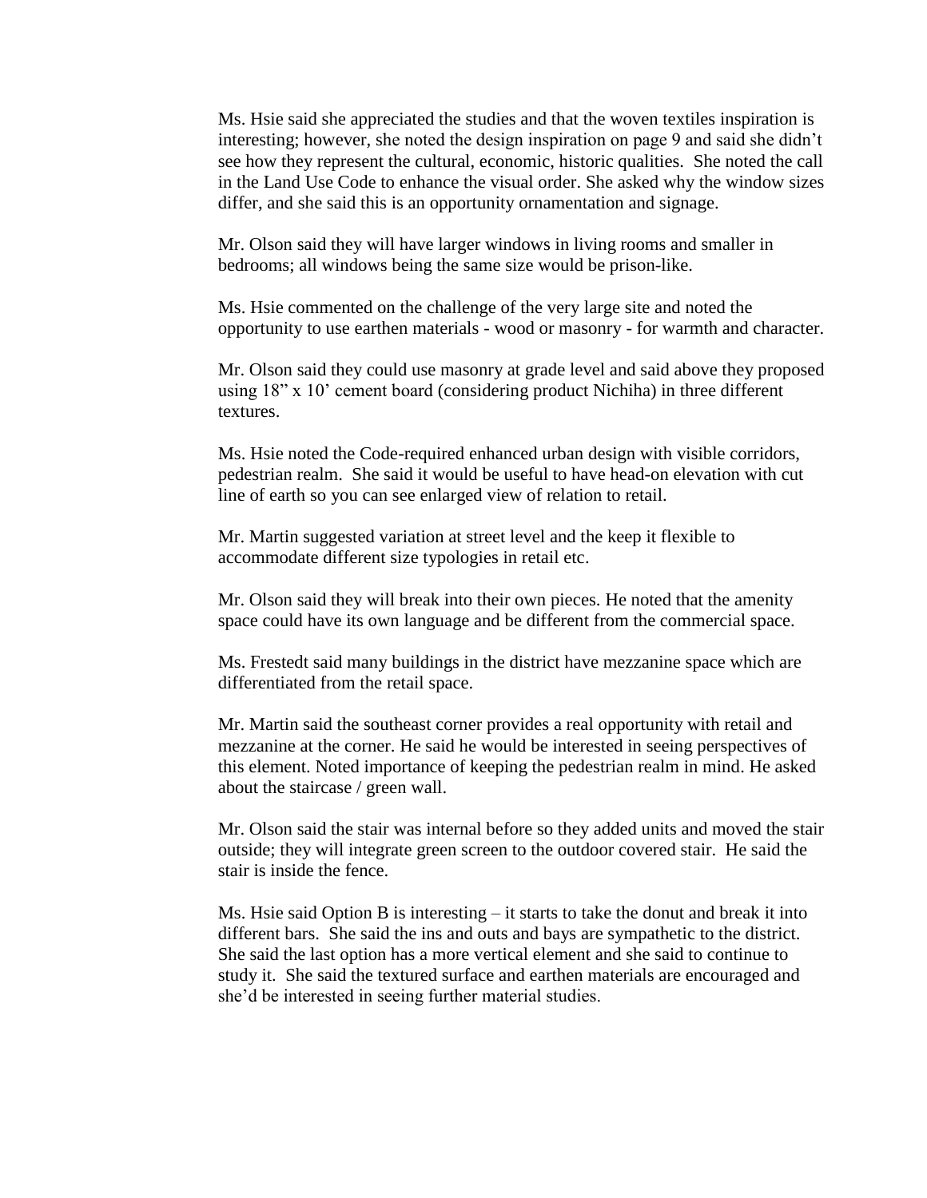Ms. Hsie said she appreciated the studies and that the woven textiles inspiration is interesting; however, she noted the design inspiration on page 9 and said she didn't see how they represent the cultural, economic, historic qualities. She noted the call in the Land Use Code to enhance the visual order. She asked why the window sizes differ, and she said this is an opportunity ornamentation and signage.

Mr. Olson said they will have larger windows in living rooms and smaller in bedrooms; all windows being the same size would be prison-like.

Ms. Hsie commented on the challenge of the very large site and noted the opportunity to use earthen materials - wood or masonry - for warmth and character.

Mr. Olson said they could use masonry at grade level and said above they proposed using 18" x 10' cement board (considering product Nichiha) in three different textures.

Ms. Hsie noted the Code-required enhanced urban design with visible corridors, pedestrian realm. She said it would be useful to have head-on elevation with cut line of earth so you can see enlarged view of relation to retail.

Mr. Martin suggested variation at street level and the keep it flexible to accommodate different size typologies in retail etc.

Mr. Olson said they will break into their own pieces. He noted that the amenity space could have its own language and be different from the commercial space.

Ms. Frestedt said many buildings in the district have mezzanine space which are differentiated from the retail space.

Mr. Martin said the southeast corner provides a real opportunity with retail and mezzanine at the corner. He said he would be interested in seeing perspectives of this element. Noted importance of keeping the pedestrian realm in mind. He asked about the staircase / green wall.

Mr. Olson said the stair was internal before so they added units and moved the stair outside; they will integrate green screen to the outdoor covered stair. He said the stair is inside the fence.

Ms. Hsie said Option B is interesting – it starts to take the donut and break it into different bars. She said the ins and outs and bays are sympathetic to the district. She said the last option has a more vertical element and she said to continue to study it. She said the textured surface and earthen materials are encouraged and she'd be interested in seeing further material studies.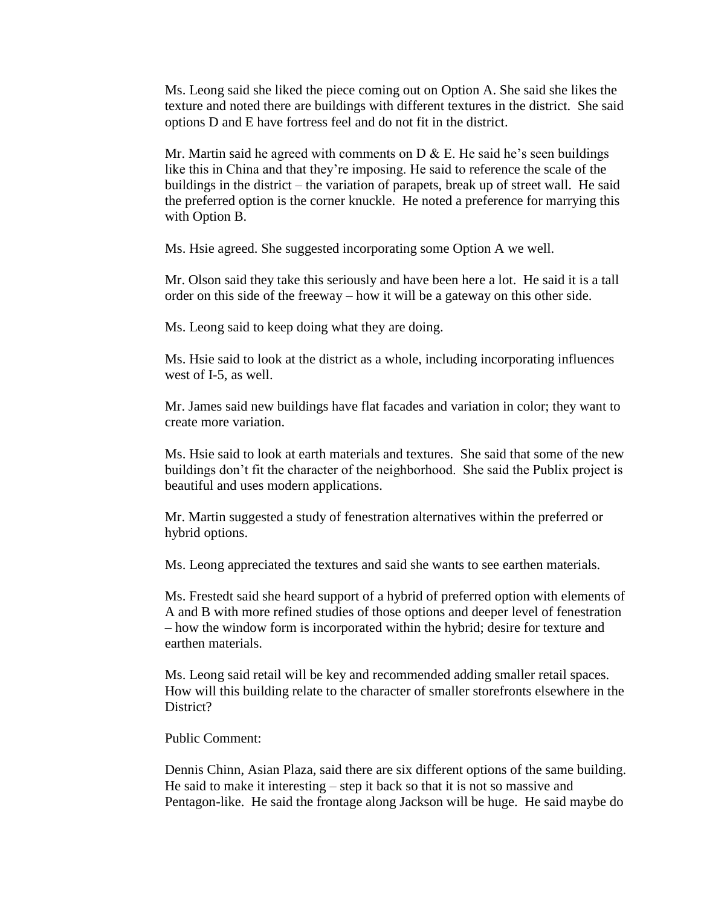Ms. Leong said she liked the piece coming out on Option A. She said she likes the texture and noted there are buildings with different textures in the district. She said options D and E have fortress feel and do not fit in the district.

Mr. Martin said he agreed with comments on D & E. He said he's seen buildings like this in China and that they're imposing. He said to reference the scale of the buildings in the district – the variation of parapets, break up of street wall. He said the preferred option is the corner knuckle. He noted a preference for marrying this with Option B.

Ms. Hsie agreed. She suggested incorporating some Option A we well.

Mr. Olson said they take this seriously and have been here a lot. He said it is a tall order on this side of the freeway – how it will be a gateway on this other side.

Ms. Leong said to keep doing what they are doing.

Ms. Hsie said to look at the district as a whole, including incorporating influences west of I-5, as well.

Mr. James said new buildings have flat facades and variation in color; they want to create more variation.

Ms. Hsie said to look at earth materials and textures. She said that some of the new buildings don't fit the character of the neighborhood. She said the Publix project is beautiful and uses modern applications.

Mr. Martin suggested a study of fenestration alternatives within the preferred or hybrid options.

Ms. Leong appreciated the textures and said she wants to see earthen materials.

Ms. Frestedt said she heard support of a hybrid of preferred option with elements of A and B with more refined studies of those options and deeper level of fenestration – how the window form is incorporated within the hybrid; desire for texture and earthen materials.

Ms. Leong said retail will be key and recommended adding smaller retail spaces. How will this building relate to the character of smaller storefronts elsewhere in the District?

Public Comment:

Dennis Chinn, Asian Plaza, said there are six different options of the same building. He said to make it interesting – step it back so that it is not so massive and Pentagon-like. He said the frontage along Jackson will be huge. He said maybe do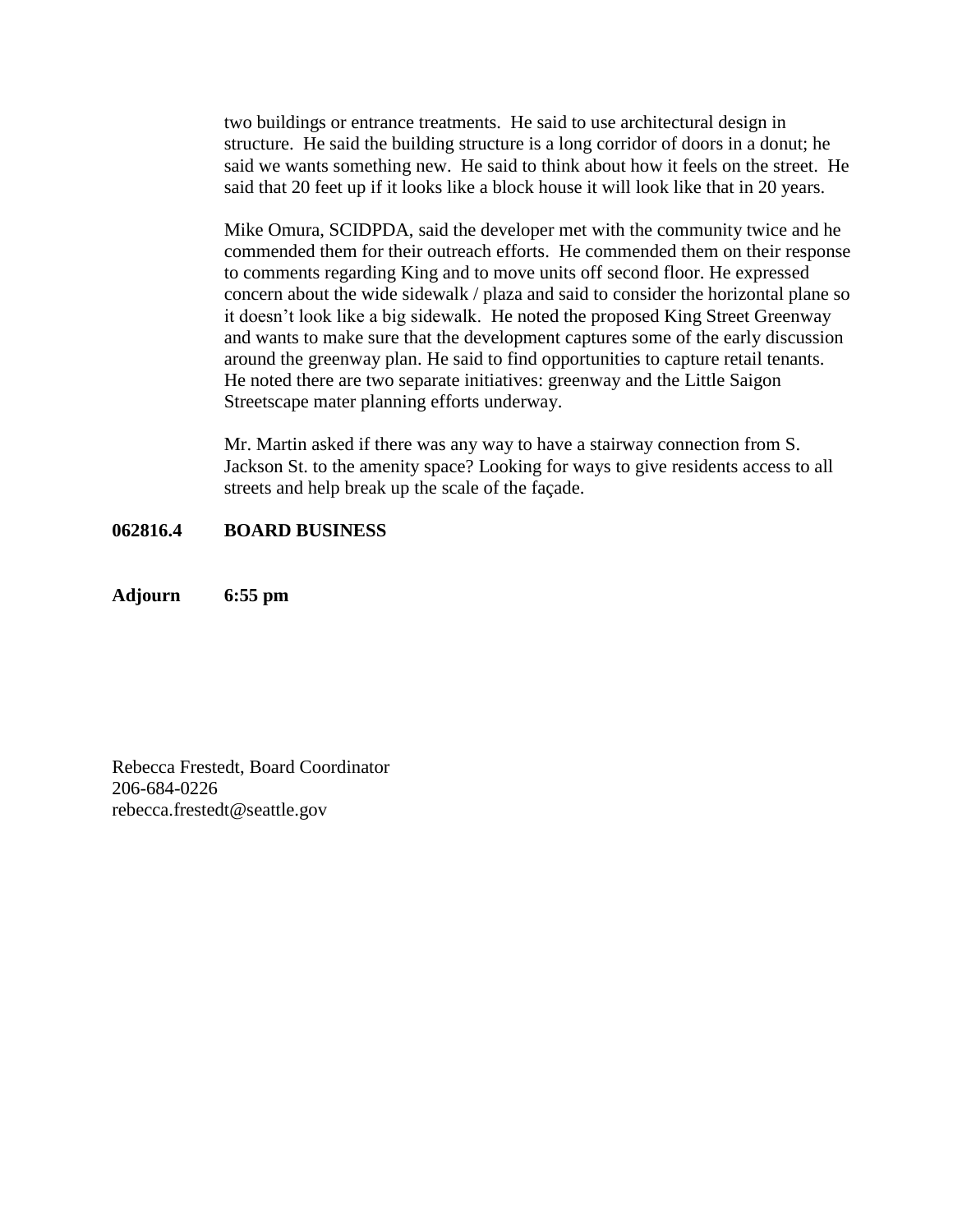two buildings or entrance treatments. He said to use architectural design in structure. He said the building structure is a long corridor of doors in a donut; he said we wants something new. He said to think about how it feels on the street. He said that 20 feet up if it looks like a block house it will look like that in 20 years.

Mike Omura, SCIDPDA, said the developer met with the community twice and he commended them for their outreach efforts. He commended them on their response to comments regarding King and to move units off second floor. He expressed concern about the wide sidewalk / plaza and said to consider the horizontal plane so it doesn't look like a big sidewalk. He noted the proposed King Street Greenway and wants to make sure that the development captures some of the early discussion around the greenway plan. He said to find opportunities to capture retail tenants. He noted there are two separate initiatives: greenway and the Little Saigon Streetscape mater planning efforts underway.

Mr. Martin asked if there was any way to have a stairway connection from S. Jackson St. to the amenity space? Looking for ways to give residents access to all streets and help break up the scale of the façade.

**062816.4 BOARD BUSINESS**

**Adjourn 6:55 pm**

Rebecca Frestedt, Board Coordinator
206-684-0226
rebecca.frestedt@seattle.gov